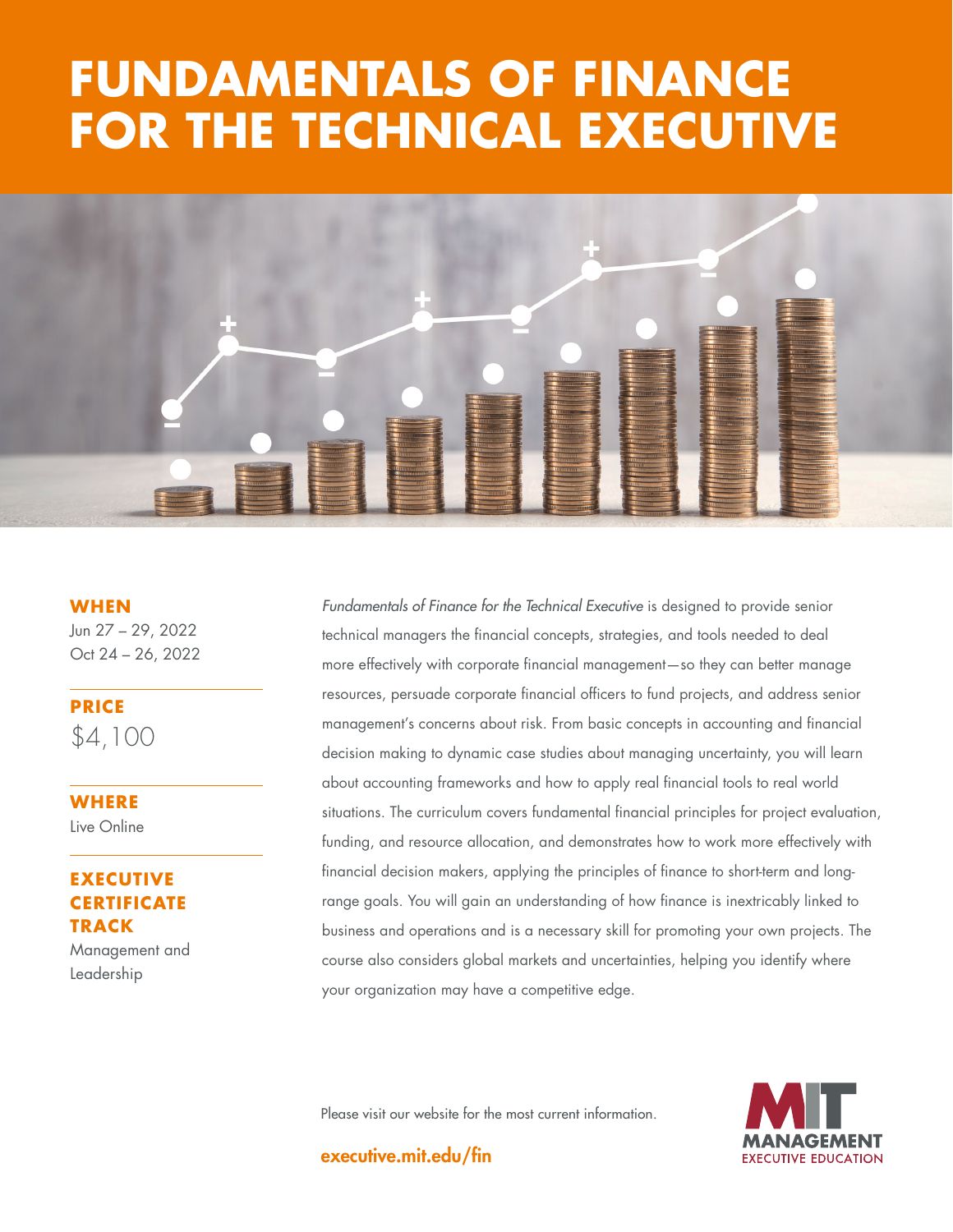# FUNDAMENTALS OF FINANCE FOR THE TECHNICAL EXECUTIVE

**WHEN**
Jun 27 – 29, 2022
Oct 24 – 26, 2022

**PRICE**
$4,100

**WHERE**
Live Online

**EXECUTIVE CERTIFICATE TRACK**
Management and Leadership

*Fundamentals of Finance for the Technical Executive* is designed to provide senior technical managers the financial concepts, strategies, and tools needed to deal more effectively with corporate financial management—so they can better manage resources, persuade corporate financial officers to fund projects, and address senior management's concerns about risk. From basic concepts in accounting and financial decision making to dynamic case studies about managing uncertainty, you will learn about accounting frameworks and how to apply real financial tools to real world situations. The curriculum covers fundamental financial principles for project evaluation, funding, and resource allocation, and demonstrates how to work more effectively with financial decision makers, applying the principles of finance to short-term and long-range goals. You will gain an understanding of how finance is inextricably linked to business and operations and is a necessary skill for promoting your own projects. The course also considers global markets and uncertainties, helping you identify where your organization may have a competitive edge.

Please visit our website for the most current information.

**executive.mit.edu/fin**

MIT MANAGEMENT EXECUTIVE EDUCATION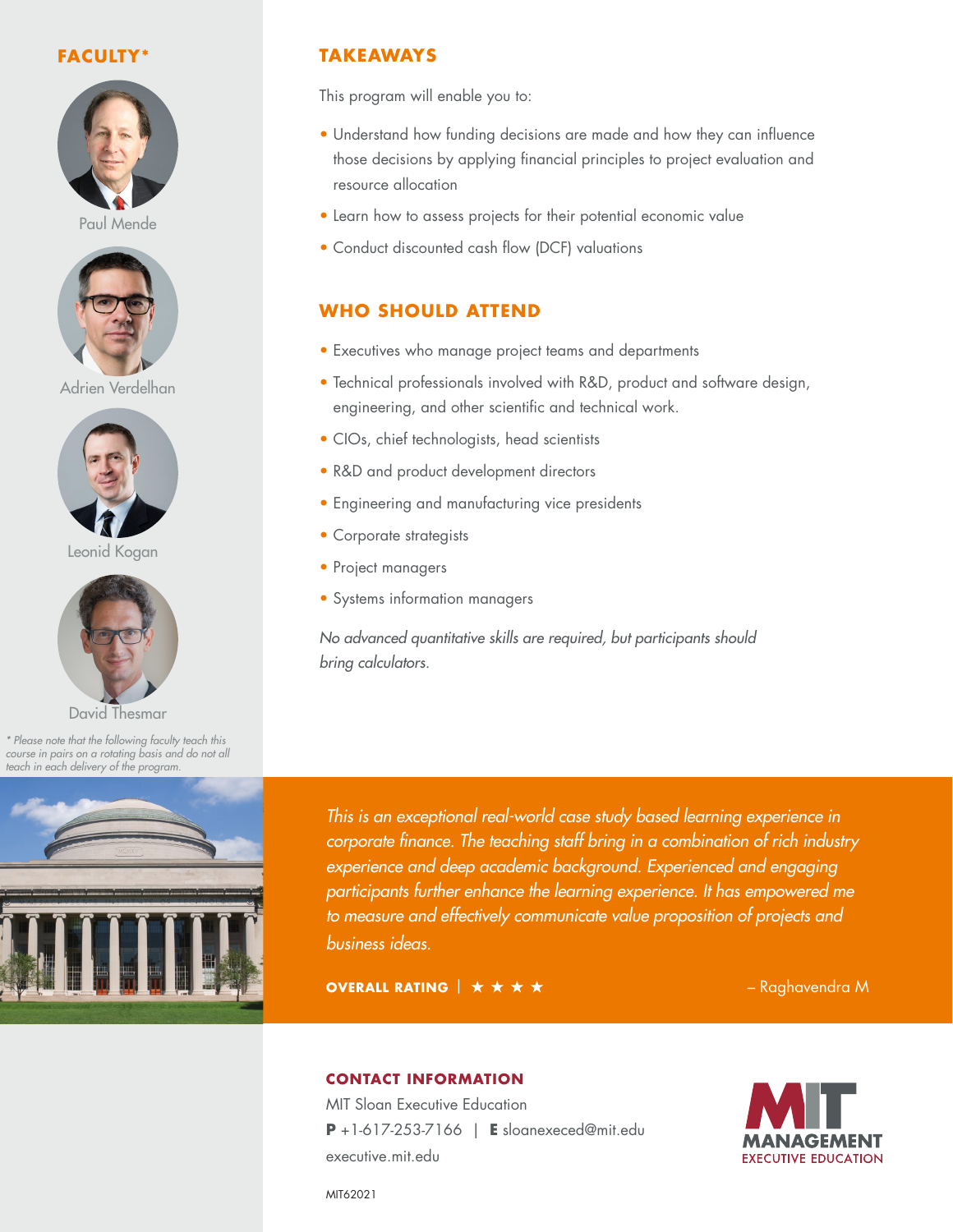## FACULTY*

Paul Mende

Adrien Verdelhan

Leonid Kogan

David Thesmar

*\* Please note that the following faculty teach this course in pairs on a rotating basis and do not all teach in each delivery of the program.*

## TAKEAWAYS

This program will enable you to:

- Understand how funding decisions are made and how they can influence those decisions by applying financial principles to project evaluation and resource allocation
- Learn how to assess projects for their potential economic value
- Conduct discounted cash flow (DCF) valuations

## WHO SHOULD ATTEND

- Executives who manage project teams and departments
- Technical professionals involved with R&D, product and software design, engineering, and other scientific and technical work.
- CIOs, chief technologists, head scientists
- R&D and product development directors
- Engineering and manufacturing vice presidents
- Corporate strategists
- Project managers
- Systems information managers

*No advanced quantitative skills are required, but participants should bring calculators.*

*This is an exceptional real-world case study based learning experience in corporate finance. The teaching staff bring in a combination of rich industry experience and deep academic background. Experienced and engaging participants further enhance the learning experience. It has empowered me to measure and effectively communicate value proposition of projects and business ideas.*

**OVERALL RATING** | ★ ★ ★ ★

– Raghavendra M

## CONTACT INFORMATION

MIT Sloan Executive Education

**P** +1-617-253-7166 | **E** sloanexeced@mit.edu

executive.mit.edu

MIT MANAGEMENT EXECUTIVE EDUCATION

MIT62021